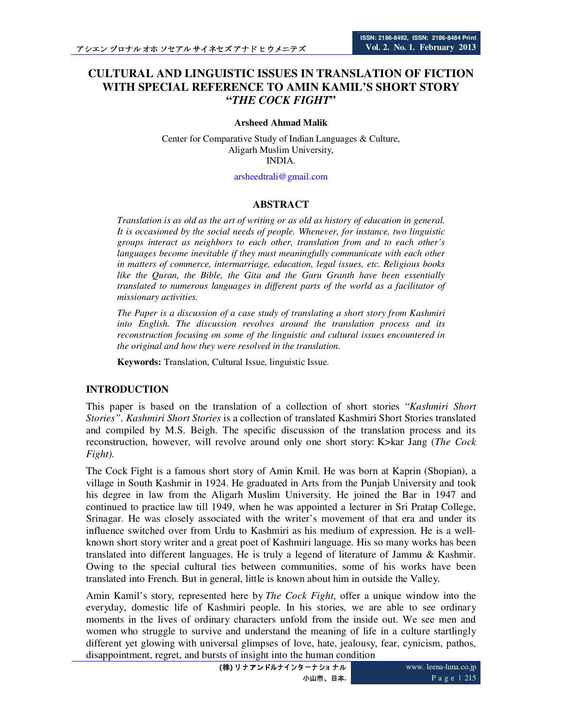# CULTURAL AND LINGUISTIC ISSUES IN TRANSLATION OF FICTION WITH SPECIAL REFERENCE TO AMIN KAMIL'S SHORT STORY "*THE COCK FIGHT*"

**Arsheed Ahmad Malik**

Center for Comparative Study of Indian Languages & Culture,
Aligarh Muslim University,
INDIA.

arsheedtrali@gmail.com

## ABSTRACT

*Translation is as old as the art of writing or as old as history of education in general. It is occasioned by the social needs of people. Whenever, for instance, two linguistic groups interact as neighbors to each other, translation from and to each other's languages become inevitable if they must meaningfully communicate with each other in matters of commerce, intermarriage, education, legal issues, etc. Religious books like the Quran, the Bible, the Gita and the Guru Granth have been essentially translated to numerous languages in different parts of the world as a facilitator of missionary activities.*

*The Paper is a discussion of a case study of translating a short story from Kashmiri into English. The discussion revolves around the translation process and its reconstruction focusing on some of the linguistic and cultural issues encountered in the original and how they were resolved in the translation.*

**Keywords:** Translation, Cultural Issue, linguistic Issue.

## INTRODUCTION

This paper is based on the translation of a collection of short stories "*Kashmiri Short Stories*". *Kashmiri Short Stories* is a collection of translated Kashmiri Short Stories translated and compiled by M.S. Beigh. The specific discussion of the translation process and its reconstruction, however, will revolve around only one short story: K>kar Jang (*The Cock Fight).*

The Cock Fight is a famous short story of Amin Kmil. He was born at Kaprin (Shopian), a village in South Kashmir in 1924. He graduated in Arts from the Punjab University and took his degree in law from the Aligarh Muslim University. He joined the Bar in 1947 and continued to practice law till 1949, when he was appointed a lecturer in Sri Pratap College, Srinagar. He was closely associated with the writer's movement of that era and under its influence switched over from Urdu to Kashmiri as his medium of expression. He is a well-known short story writer and a great poet of Kashmiri language. His so many works has been translated into different languages. He is truly a legend of literature of Jammu & Kashmir. Owing to the special cultural ties between communities, some of his works have been translated into French. But in general, little is known about him in outside the Valley.

Amin Kamil's story, represented here by *The Cock Fight*, offer a unique window into the everyday, domestic life of Kashmiri people. In his stories, we are able to see ordinary moments in the lives of ordinary characters unfold from the inside out. We see men and women who struggle to survive and understand the meaning of life in a culture startlingly different yet glowing with universal glimpses of love, hate, jealousy, fear, cynicism, pathos, disappointment, regret, and bursts of insight into the human condition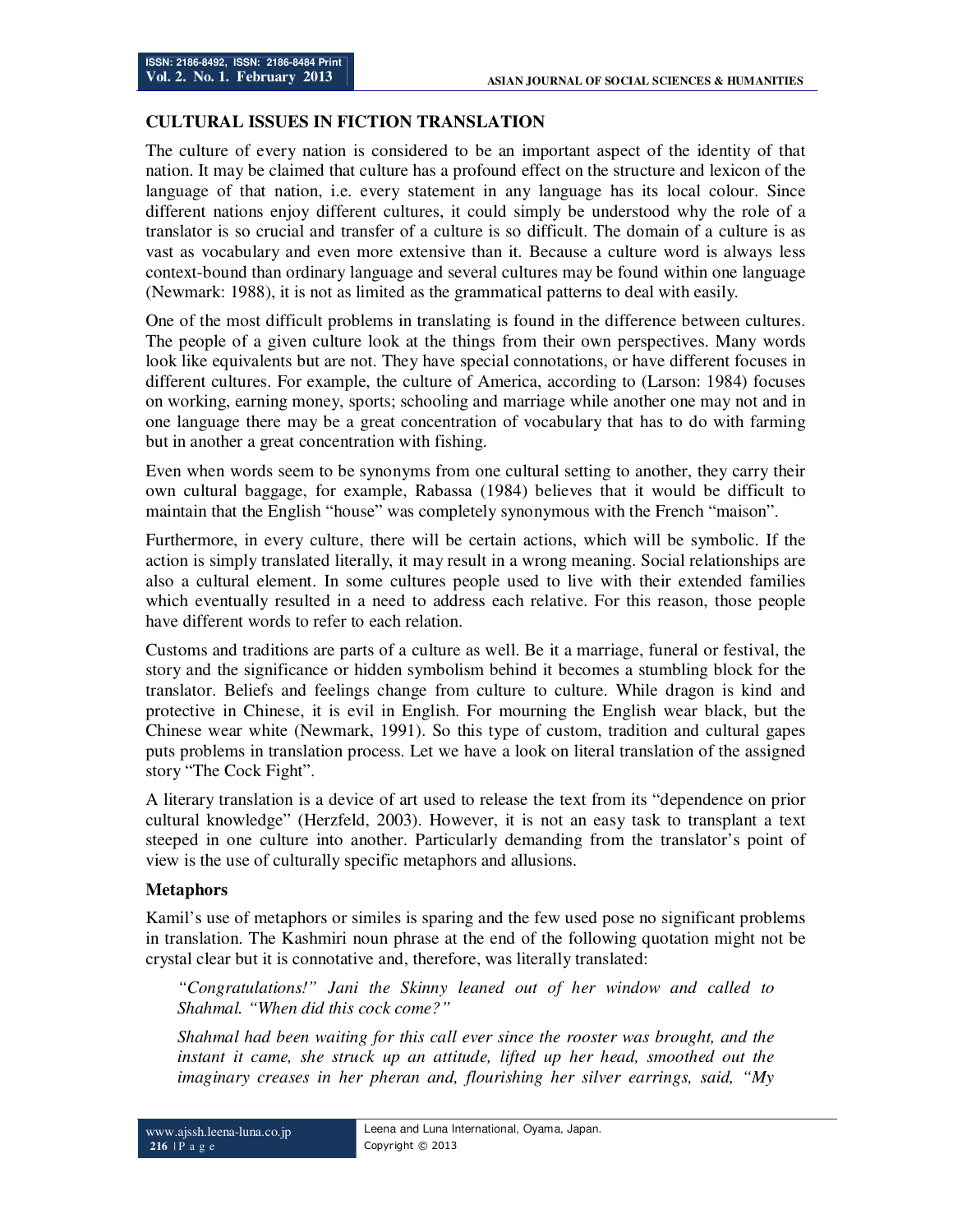## CULTURAL ISSUES IN FICTION TRANSLATION

The culture of every nation is considered to be an important aspect of the identity of that nation. It may be claimed that culture has a profound effect on the structure and lexicon of the language of that nation, i.e. every statement in any language has its local colour. Since different nations enjoy different cultures, it could simply be understood why the role of a translator is so crucial and transfer of a culture is so difficult. The domain of a culture is as vast as vocabulary and even more extensive than it. Because a culture word is always less context-bound than ordinary language and several cultures may be found within one language (Newmark: 1988), it is not as limited as the grammatical patterns to deal with easily.

One of the most difficult problems in translating is found in the difference between cultures. The people of a given culture look at the things from their own perspectives. Many words look like equivalents but are not. They have special connotations, or have different focuses in different cultures. For example, the culture of America, according to (Larson: 1984) focuses on working, earning money, sports; schooling and marriage while another one may not and in one language there may be a great concentration of vocabulary that has to do with farming but in another a great concentration with fishing.

Even when words seem to be synonyms from one cultural setting to another, they carry their own cultural baggage, for example, Rabassa (1984) believes that it would be difficult to maintain that the English "house" was completely synonymous with the French "maison".

Furthermore, in every culture, there will be certain actions, which will be symbolic. If the action is simply translated literally, it may result in a wrong meaning. Social relationships are also a cultural element. In some cultures people used to live with their extended families which eventually resulted in a need to address each relative. For this reason, those people have different words to refer to each relation.

Customs and traditions are parts of a culture as well. Be it a marriage, funeral or festival, the story and the significance or hidden symbolism behind it becomes a stumbling block for the translator. Beliefs and feelings change from culture to culture. While dragon is kind and protective in Chinese, it is evil in English. For mourning the English wear black, but the Chinese wear white (Newmark, 1991). So this type of custom, tradition and cultural gapes puts problems in translation process. Let we have a look on literal translation of the assigned story "The Cock Fight".

A literary translation is a device of art used to release the text from its "dependence on prior cultural knowledge" (Herzfeld, 2003). However, it is not an easy task to transplant a text steeped in one culture into another. Particularly demanding from the translator's point of view is the use of culturally specific metaphors and allusions.

### Metaphors

Kamil's use of metaphors or similes is sparing and the few used pose no significant problems in translation. The Kashmiri noun phrase at the end of the following quotation might not be crystal clear but it is connotative and, therefore, was literally translated:

> *"Congratulations!" Jani the Skinny leaned out of her window and called to Shahmal. "When did this cock come?"*
>
> *Shahmal had been waiting for this call ever since the rooster was brought, and the instant it came, she struck up an attitude, lifted up her head, smoothed out the imaginary creases in her pheran and, flourishing her silver earrings, said, "My*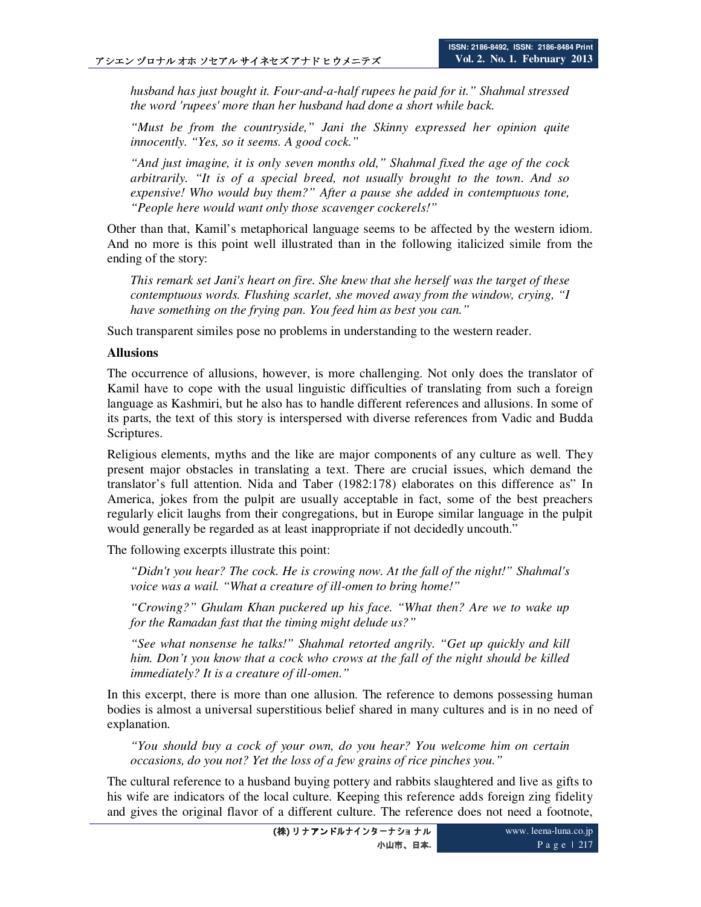*husband has just bought it. Four-and-a-half rupees he paid for it." Shahmal stressed the word 'rupees' more than her husband had done a short while back.*

*"Must be from the countryside," Jani the Skinny expressed her opinion quite innocently. "Yes, so it seems. A good cock."*

*"And just imagine, it is only seven months old," Shahmal fixed the age of the cock arbitrarily. "It is of a special breed, not usually brought to the town. And so expensive! Who would buy them?" After a pause she added in contemptuous tone, "People here would want only those scavenger cockerels!"*

Other than that, Kamil's metaphorical language seems to be affected by the western idiom. And no more is this point well illustrated than in the following italicized simile from the ending of the story:

*This remark set Jani's heart on fire. She knew that she herself was the target of these contemptuous words. Flushing scarlet, she moved away from the window, crying, "I have something on the frying pan. You feed him as best you can."*

Such transparent similes pose no problems in understanding to the western reader.

**Allusions**

The occurrence of allusions, however, is more challenging. Not only does the translator of Kamil have to cope with the usual linguistic difficulties of translating from such a foreign language as Kashmiri, but he also has to handle different references and allusions. In some of its parts, the text of this story is interspersed with diverse references from Vadic and Budda Scriptures.

Religious elements, myths and the like are major components of any culture as well. They present major obstacles in translating a text. There are crucial issues, which demand the translator's full attention. Nida and Taber (1982:178) elaborates on this difference as" In America, jokes from the pulpit are usually acceptable in fact, some of the best preachers regularly elicit laughs from their congregations, but in Europe similar language in the pulpit would generally be regarded as at least inappropriate if not decidedly uncouth."

The following excerpts illustrate this point:

*"Didn't you hear? The cock. He is crowing now. At the fall of the night!" Shahmal's voice was a wail. "What a creature of ill-omen to bring home!"*

*"Crowing?" Ghulam Khan puckered up his face. "What then? Are we to wake up for the Ramadan fast that the timing might delude us?"*

*"See what nonsense he talks!" Shahmal retorted angrily. "Get up quickly and kill him. Don't you know that a cock who crows at the fall of the night should be killed immediately? It is a creature of ill-omen."*

In this excerpt, there is more than one allusion. The reference to demons possessing human bodies is almost a universal superstitious belief shared in many cultures and is in no need of explanation.

*"You should buy a cock of your own, do you hear? You welcome him on certain occasions, do you not? Yet the loss of a few grains of rice pinches you."*

The cultural reference to a husband buying pottery and rabbits slaughtered and live as gifts to his wife are indicators of the local culture. Keeping this reference adds foreign zing fidelity and gives the original flavor of a different culture. The reference does not need a footnote,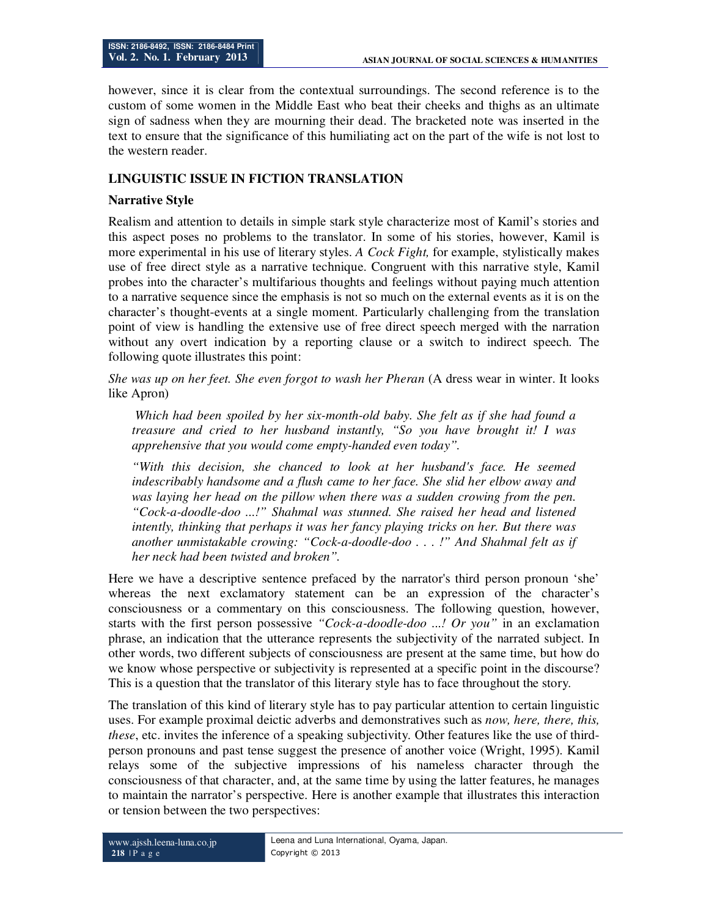however, since it is clear from the contextual surroundings. The second reference is to the custom of some women in the Middle East who beat their cheeks and thighs as an ultimate sign of sadness when they are mourning their dead. The bracketed note was inserted in the text to ensure that the significance of this humiliating act on the part of the wife is not lost to the western reader.

## LINGUISTIC ISSUE IN FICTION TRANSLATION

### Narrative Style

Realism and attention to details in simple stark style characterize most of Kamil's stories and this aspect poses no problems to the translator. In some of his stories, however, Kamil is more experimental in his use of literary styles. *A Cock Fight,* for example, stylistically makes use of free direct style as a narrative technique. Congruent with this narrative style, Kamil probes into the character's multifarious thoughts and feelings without paying much attention to a narrative sequence since the emphasis is not so much on the external events as it is on the character's thought-events at a single moment. Particularly challenging from the translation point of view is handling the extensive use of free direct speech merged with the narration without any overt indication by a reporting clause or a switch to indirect speech. The following quote illustrates this point:

*She was up on her feet. She even forgot to wash her Pheran* (A dress wear in winter. It looks like Apron)

> *Which had been spoiled by her six-month-old baby. She felt as if she had found a treasure and cried to her husband instantly, "So you have brought it! I was apprehensive that you would come empty-handed even today".*
>
> *"With this decision, she chanced to look at her husband's face. He seemed indescribably handsome and a flush came to her face. She slid her elbow away and was laying her head on the pillow when there was a sudden crowing from the pen. "Cock-a-doodle-doo ...!" Shahmal was stunned. She raised her head and listened intently, thinking that perhaps it was her fancy playing tricks on her. But there was another unmistakable crowing: "Cock-a-doodle-doo . . . !" And Shahmal felt as if her neck had been twisted and broken".*

Here we have a descriptive sentence prefaced by the narrator's third person pronoun 'she' whereas the next exclamatory statement can be an expression of the character's consciousness or a commentary on this consciousness. The following question, however, starts with the first person possessive *"Cock-a-doodle-doo ...! Or you"* in an exclamation phrase, an indication that the utterance represents the subjectivity of the narrated subject. In other words, two different subjects of consciousness are present at the same time, but how do we know whose perspective or subjectivity is represented at a specific point in the discourse? This is a question that the translator of this literary style has to face throughout the story.

The translation of this kind of literary style has to pay particular attention to certain linguistic uses. For example proximal deictic adverbs and demonstratives such as *now, here, there, this, these*, etc. invites the inference of a speaking subjectivity. Other features like the use of third-person pronouns and past tense suggest the presence of another voice (Wright, 1995). Kamil relays some of the subjective impressions of his nameless character through the consciousness of that character, and, at the same time by using the latter features, he manages to maintain the narrator's perspective. Here is another example that illustrates this interaction or tension between the two perspectives: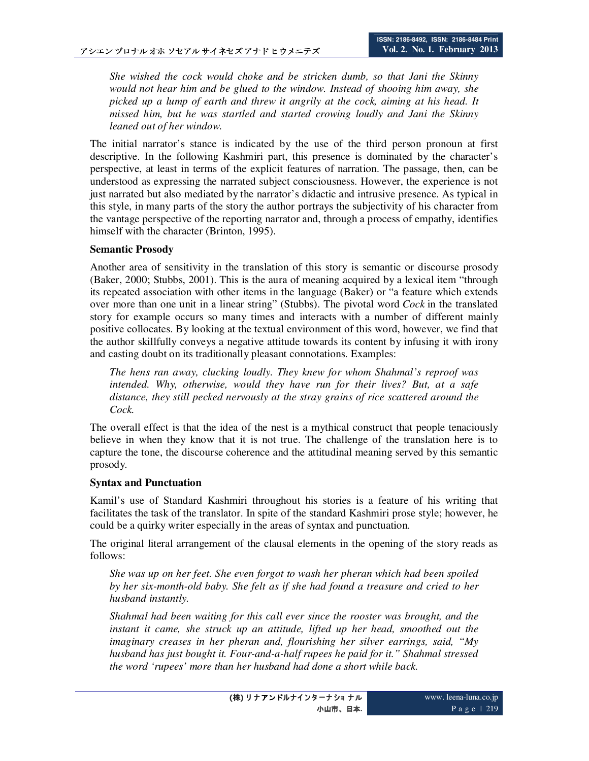*She wished the cock would choke and be stricken dumb, so that Jani the Skinny would not hear him and be glued to the window. Instead of shooing him away, she picked up a lump of earth and threw it angrily at the cock, aiming at his head. It missed him, but he was startled and started crowing loudly and Jani the Skinny leaned out of her window.*

The initial narrator's stance is indicated by the use of the third person pronoun at first descriptive. In the following Kashmiri part, this presence is dominated by the character's perspective, at least in terms of the explicit features of narration. The passage, then, can be understood as expressing the narrated subject consciousness. However, the experience is not just narrated but also mediated by the narrator's didactic and intrusive presence. As typical in this style, in many parts of the story the author portrays the subjectivity of his character from the vantage perspective of the reporting narrator and, through a process of empathy, identifies himself with the character (Brinton, 1995).

**Semantic Prosody**

Another area of sensitivity in the translation of this story is semantic or discourse prosody (Baker, 2000; Stubbs, 2001). This is the aura of meaning acquired by a lexical item "through its repeated association with other items in the language (Baker) or "a feature which extends over more than one unit in a linear string" (Stubbs). The pivotal word *Cock* in the translated story for example occurs so many times and interacts with a number of different mainly positive collocates. By looking at the textual environment of this word, however, we find that the author skillfully conveys a negative attitude towards its content by infusing it with irony and casting doubt on its traditionally pleasant connotations. Examples:

*The hens ran away, clucking loudly. They knew for whom Shahmal's reproof was intended. Why, otherwise, would they have run for their lives? But, at a safe distance, they still pecked nervously at the stray grains of rice scattered around the Cock.*

The overall effect is that the idea of the nest is a mythical construct that people tenaciously believe in when they know that it is not true. The challenge of the translation here is to capture the tone, the discourse coherence and the attitudinal meaning served by this semantic prosody.

**Syntax and Punctuation**

Kamil's use of Standard Kashmiri throughout his stories is a feature of his writing that facilitates the task of the translator. In spite of the standard Kashmiri prose style; however, he could be a quirky writer especially in the areas of syntax and punctuation.

The original literal arrangement of the clausal elements in the opening of the story reads as follows:

*She was up on her feet. She even forgot to wash her pheran which had been spoiled by her six-month-old baby. She felt as if she had found a treasure and cried to her husband instantly.*

*Shahmal had been waiting for this call ever since the rooster was brought, and the instant it came, she struck up an attitude, lifted up her head, smoothed out the imaginary creases in her pheran and, flourishing her silver earrings, said, "My husband has just bought it. Four-and-a-half rupees he paid for it." Shahmal stressed the word 'rupees' more than her husband had done a short while back.*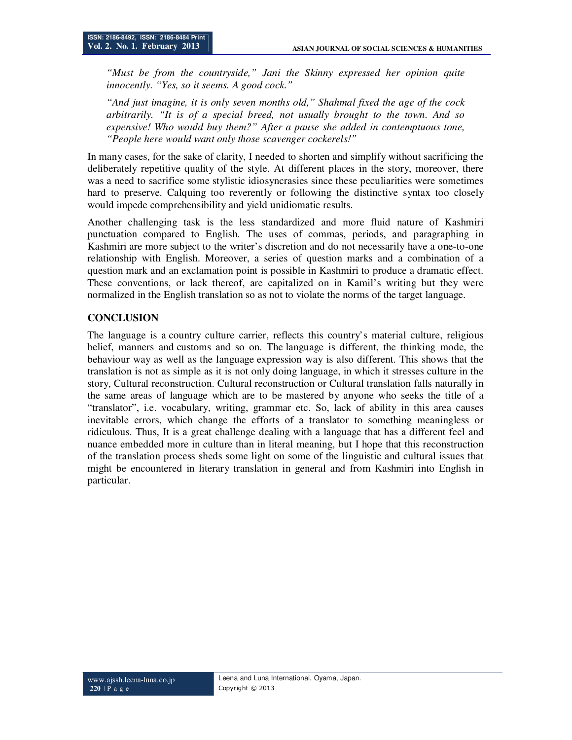*"Must be from the countryside," Jani the Skinny expressed her opinion quite innocently. "Yes, so it seems. A good cock."*

*"And just imagine, it is only seven months old," Shahmal fixed the age of the cock arbitrarily. "It is of a special breed, not usually brought to the town. And so expensive! Who would buy them?" After a pause she added in contemptuous tone, "People here would want only those scavenger cockerels!"*

In many cases, for the sake of clarity, I needed to shorten and simplify without sacrificing the deliberately repetitive quality of the style. At different places in the story, moreover, there was a need to sacrifice some stylistic idiosyncrasies since these peculiarities were sometimes hard to preserve. Calquing too reverently or following the distinctive syntax too closely would impede comprehensibility and yield unidiomatic results.

Another challenging task is the less standardized and more fluid nature of Kashmiri punctuation compared to English. The uses of commas, periods, and paragraphing in Kashmiri are more subject to the writer's discretion and do not necessarily have a one-to-one relationship with English. Moreover, a series of question marks and a combination of a question mark and an exclamation point is possible in Kashmiri to produce a dramatic effect. These conventions, or lack thereof, are capitalized on in Kamil's writing but they were normalized in the English translation so as not to violate the norms of the target language.

## CONCLUSION

The language is a country culture carrier, reflects this country's material culture, religious belief, manners and customs and so on. The language is different, the thinking mode, the behaviour way as well as the language expression way is also different. This shows that the translation is not as simple as it is not only doing language, in which it stresses culture in the story, Cultural reconstruction. Cultural reconstruction or Cultural translation falls naturally in the same areas of language which are to be mastered by anyone who seeks the title of a "translator", i.e. vocabulary, writing, grammar etc. So, lack of ability in this area causes inevitable errors, which change the efforts of a translator to something meaningless or ridiculous. Thus, It is a great challenge dealing with a language that has a different feel and nuance embedded more in culture than in literal meaning, but I hope that this reconstruction of the translation process sheds some light on some of the linguistic and cultural issues that might be encountered in literary translation in general and from Kashmiri into English in particular.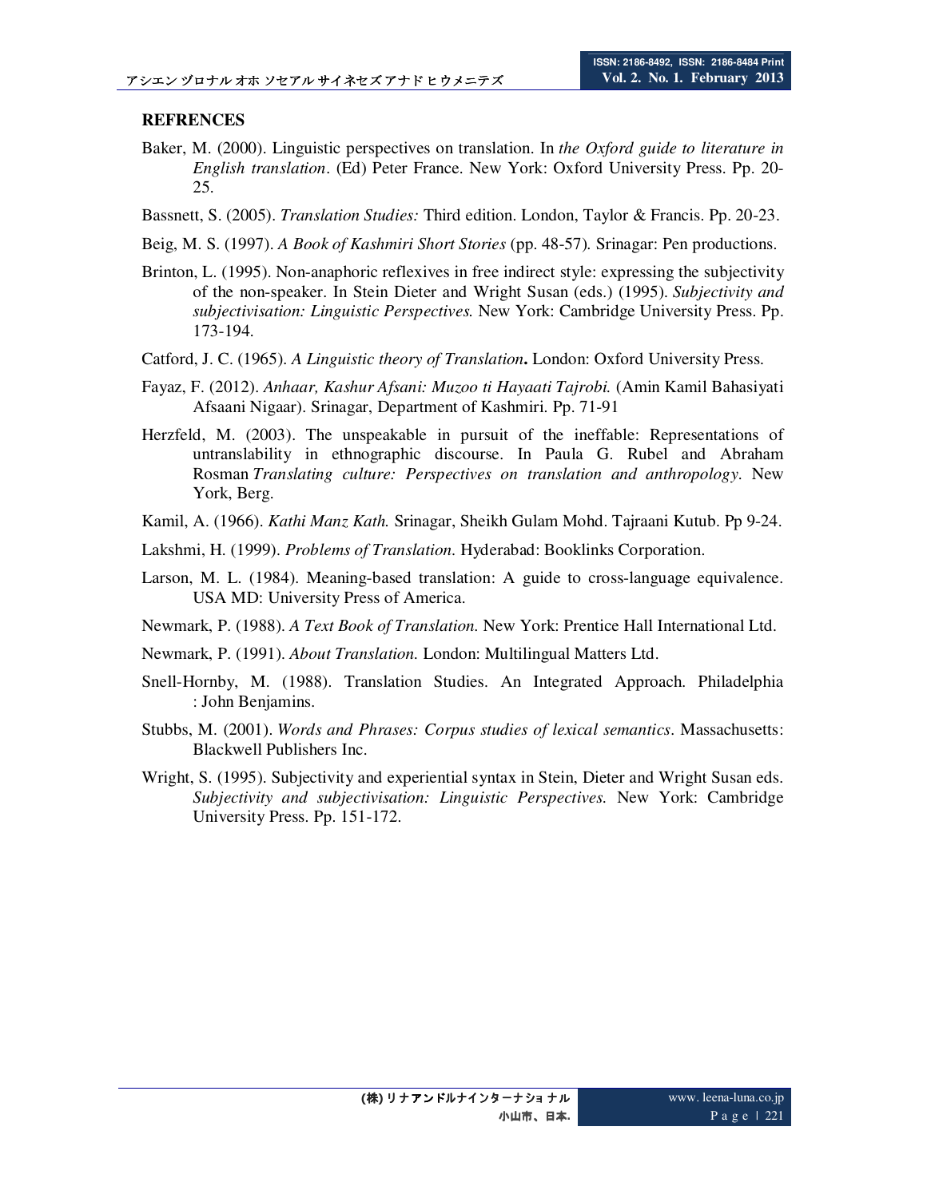**REFRENCES**

Baker, M. (2000). Linguistic perspectives on translation. In *the Oxford guide to literature in English translation*. (Ed) Peter France. New York: Oxford University Press. Pp. 20-25.

Bassnett, S. (2005). *Translation Studies:* Third edition. London, Taylor & Francis. Pp. 20-23.

Beig, M. S. (1997). *A Book of Kashmiri Short Stories* (pp. 48-57). Srinagar: Pen productions.

Brinton, L. (1995). Non-anaphoric reflexives in free indirect style: expressing the subjectivity of the non-speaker. In Stein Dieter and Wright Susan (eds.) (1995). *Subjectivity and subjectivisation: Linguistic Perspectives.* New York: Cambridge University Press. Pp. 173-194.

Catford, J. C. (1965). *A Linguistic theory of Translation***.** London: Oxford University Press.

Fayaz, F. (2012). *Anhaar, Kashur Afsani: Muzoo ti Hayaati Tajrobi.* (Amin Kamil Bahasiyati Afsaani Nigaar). Srinagar, Department of Kashmiri. Pp. 71-91

Herzfeld, M. (2003). The unspeakable in pursuit of the ineffable: Representations of untranslability in ethnographic discourse. In Paula G. Rubel and Abraham Rosman *Translating culture: Perspectives on translation and anthropology*. New York, Berg.

Kamil, A. (1966). *Kathi Manz Kath.* Srinagar, Sheikh Gulam Mohd. Tajraani Kutub. Pp 9-24.

Lakshmi, H. (1999). *Problems of Translation.* Hyderabad: Booklinks Corporation.

Larson, M. L. (1984). Meaning-based translation: A guide to cross-language equivalence. USA MD: University Press of America.

Newmark, P. (1988). *A Text Book of Translation.* New York: Prentice Hall International Ltd.

Newmark, P. (1991). *About Translation.* London: Multilingual Matters Ltd.

Snell-Hornby, M. (1988). Translation Studies. An Integrated Approach. Philadelphia : John Benjamins.

Stubbs, M. (2001). *Words and Phrases: Corpus studies of lexical semantics*. Massachusetts: Blackwell Publishers Inc.

Wright, S. (1995). Subjectivity and experiential syntax in Stein, Dieter and Wright Susan eds. *Subjectivity and subjectivisation: Linguistic Perspectives.* New York: Cambridge University Press. Pp. 151-172.